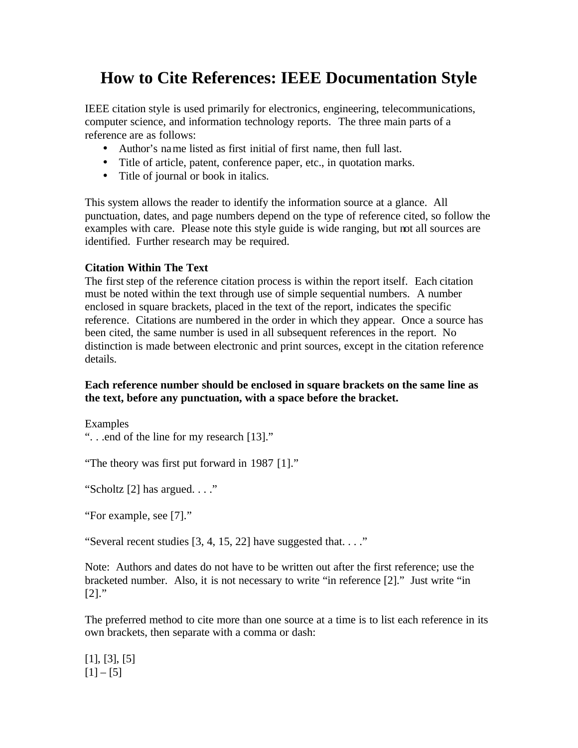# How to Cite References: IEEE Documentation Style

IEEE citation style is used primarily for electronics, engineering, telecommunications, computer science, and information technology reports. The three main parts of a reference are as follows:

- Author's name listed as first initial of first name, then full last.
- Title of article, patent, conference paper, etc., in quotation marks.
- Title of journal or book in italics.

This system allows the reader to identify the information source at a glance. All punctuation, dates, and page numbers depend on the type of reference cited, so follow the examples with care. Please note this style guide is wide ranging, but not all sources are identified. Further research may be required.

**Citation Within The Text**

The first step of the reference citation process is within the report itself. Each citation must be noted within the text through use of simple sequential numbers. A number enclosed in square brackets, placed in the text of the report, indicates the specific reference. Citations are numbered in the order in which they appear. Once a source has been cited, the same number is used in all subsequent references in the report. No distinction is made between electronic and print sources, except in the citation reference details.

**Each reference number should be enclosed in square brackets on the same line as the text, before any punctuation, with a space before the bracket.**

Examples

". . .end of the line for my research [13]."

"The theory was first put forward in 1987 [1]."

"Scholtz [2] has argued. . . ."

"For example, see [7]."

"Several recent studies [3, 4, 15, 22] have suggested that. . . ."

Note: Authors and dates do not have to be written out after the first reference; use the bracketed number. Also, it is not necessary to write "in reference [2]." Just write "in [2]."

The preferred method to cite more than one source at a time is to list each reference in its own brackets, then separate with a comma or dash:

[1], [3], [5]

[1] – [5]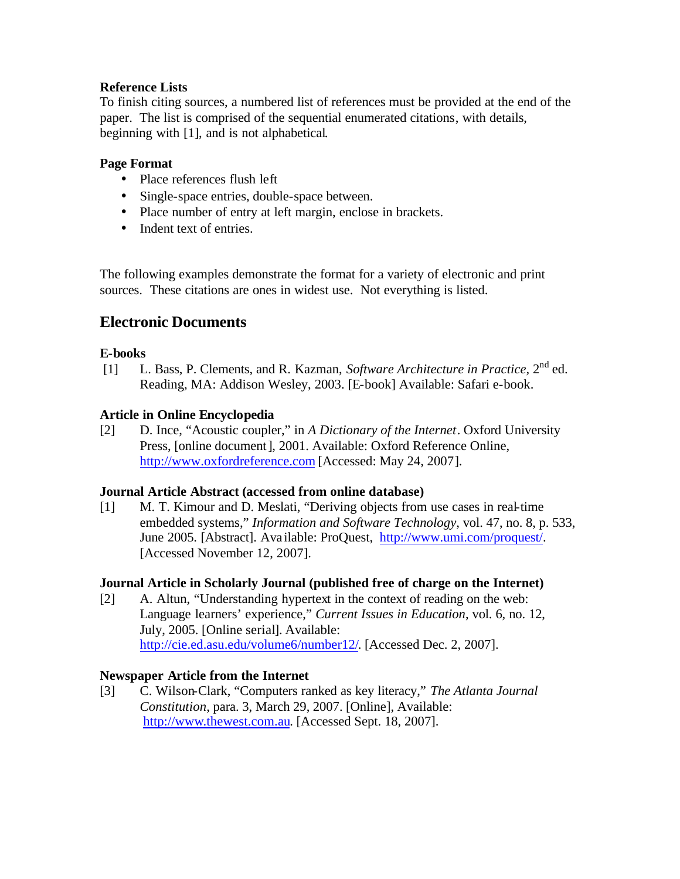**Reference Lists**

To finish citing sources, a numbered list of references must be provided at the end of the paper. The list is comprised of the sequential enumerated citations, with details, beginning with [1], and is not alphabetical.

**Page Format**

- Place references flush left
- Single-space entries, double-space between.
- Place number of entry at left margin, enclose in brackets.
- Indent text of entries.

The following examples demonstrate the format for a variety of electronic and print sources. These citations are ones in widest use. Not everything is listed.

## Electronic Documents

**E-books**

[1] L. Bass, P. Clements, and R. Kazman, *Software Architecture in Practice*, 2nd ed. Reading, MA: Addison Wesley, 2003. [E-book] Available: Safari e-book.

**Article in Online Encyclopedia**

[2] D. Ince, "Acoustic coupler," in *A Dictionary of the Internet*. Oxford University Press, [online document], 2001. Available: Oxford Reference Online, http://www.oxfordreference.com [Accessed: May 24, 2007].

**Journal Article Abstract (accessed from online database)**

[1] M. T. Kimour and D. Meslati, "Deriving objects from use cases in real-time embedded systems," *Information and Software Technology*, vol. 47, no. 8, p. 533, June 2005. [Abstract]. Available: ProQuest, http://www.umi.com/proquest/. [Accessed November 12, 2007].

**Journal Article in Scholarly Journal (published free of charge on the Internet)**

[2] A. Altun, "Understanding hypertext in the context of reading on the web: Language learners' experience," *Current Issues in Education*, vol. 6, no. 12, July, 2005. [Online serial]. Available: http://cie.ed.asu.edu/volume6/number12/. [Accessed Dec. 2, 2007].

**Newspaper Article from the Internet**

[3] C. Wilson-Clark, "Computers ranked as key literacy," *The Atlanta Journal Constitution*, para. 3, March 29, 2007. [Online], Available: http://www.thewest.com.au. [Accessed Sept. 18, 2007].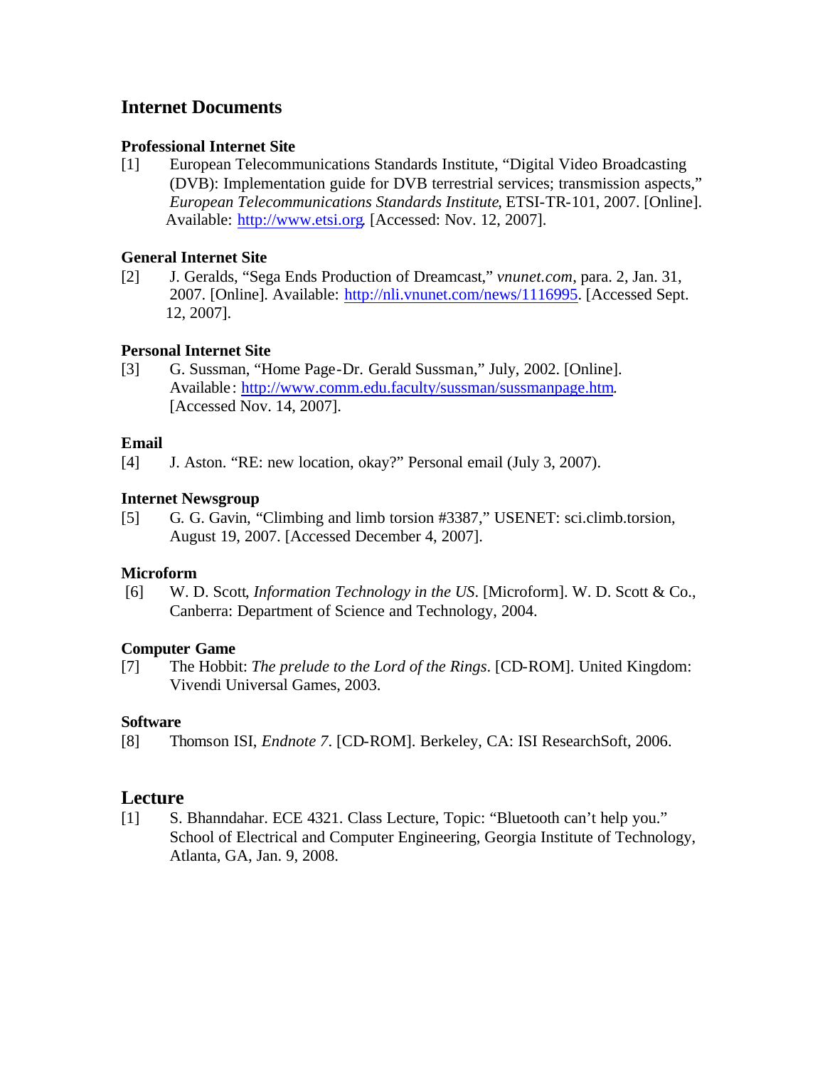## Internet Documents

### Professional Internet Site

[1] European Telecommunications Standards Institute, "Digital Video Broadcasting (DVB): Implementation guide for DVB terrestrial services; transmission aspects," *European Telecommunications Standards Institute*, ETSI-TR-101, 2007. [Online]. Available: http://www.etsi.org. [Accessed: Nov. 12, 2007].

### General Internet Site

[2] J. Geralds, "Sega Ends Production of Dreamcast," *vnunet.com*, para. 2, Jan. 31, 2007. [Online]. Available: http://nli.vnunet.com/news/1116995. [Accessed Sept. 12, 2007].

### Personal Internet Site

[3] G. Sussman, "Home Page-Dr. Gerald Sussman," July, 2002. [Online]. Available: http://www.comm.edu.faculty/sussman/sussmanpage.htm. [Accessed Nov. 14, 2007].

### Email

[4] J. Aston. "RE: new location, okay?" Personal email (July 3, 2007).

### Internet Newsgroup

[5] G. G. Gavin, "Climbing and limb torsion #3387," USENET: sci.climb.torsion, August 19, 2007. [Accessed December 4, 2007].

### Microform

[6] W. D. Scott, *Information Technology in the US*. [Microform]. W. D. Scott & Co., Canberra: Department of Science and Technology, 2004.

### Computer Game

[7] The Hobbit: *The prelude to the Lord of the Rings*. [CD-ROM]. United Kingdom: Vivendi Universal Games, 2003.

### Software

[8] Thomson ISI, *Endnote 7*. [CD-ROM]. Berkeley, CA: ISI ResearchSoft, 2006.

## Lecture

[1] S. Bhanndahar. ECE 4321. Class Lecture, Topic: "Bluetooth can't help you." School of Electrical and Computer Engineering, Georgia Institute of Technology, Atlanta, GA, Jan. 9, 2008.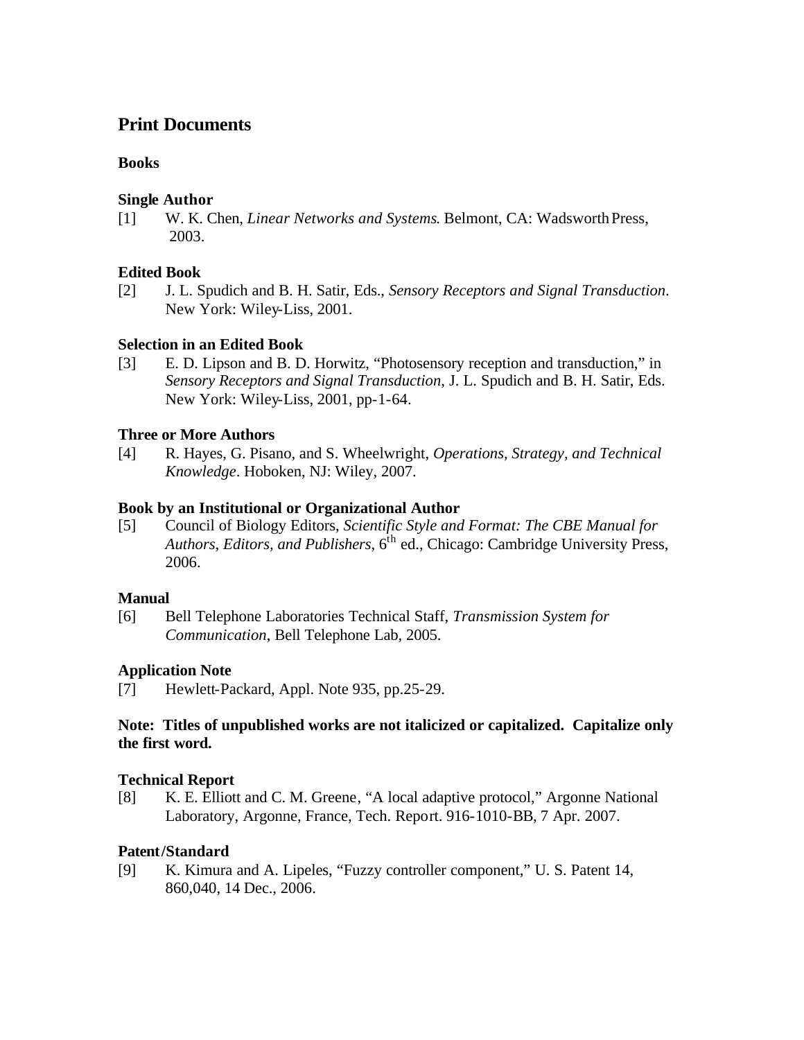## Print Documents

### Books

**Single Author**

[1] W. K. Chen, *Linear Networks and Systems*. Belmont, CA: Wadsworth Press, 2003.

**Edited Book**

[2] J. L. Spudich and B. H. Satir, Eds., *Sensory Receptors and Signal Transduction*. New York: Wiley-Liss, 2001.

**Selection in an Edited Book**

[3] E. D. Lipson and B. D. Horwitz, "Photosensory reception and transduction," in *Sensory Receptors and Signal Transduction*, J. L. Spudich and B. H. Satir, Eds. New York: Wiley-Liss, 2001, pp-1-64.

**Three or More Authors**

[4] R. Hayes, G. Pisano, and S. Wheelwright, *Operations, Strategy, and Technical Knowledge*. Hoboken, NJ: Wiley, 2007.

**Book by an Institutional or Organizational Author**

[5] Council of Biology Editors, *Scientific Style and Format: The CBE Manual for Authors, Editors, and Publishers*, 6th ed., Chicago: Cambridge University Press, 2006.

**Manual**

[6] Bell Telephone Laboratories Technical Staff, *Transmission System for Communication*, Bell Telephone Lab, 2005.

**Application Note**

[7] Hewlett-Packard, Appl. Note 935, pp.25-29.

**Note: Titles of unpublished works are not italicized or capitalized. Capitalize only the first word.**

**Technical Report**

[8] K. E. Elliott and C. M. Greene, "A local adaptive protocol," Argonne National Laboratory, Argonne, France, Tech. Report. 916-1010-BB, 7 Apr. 2007.

**Patent/Standard**

[9] K. Kimura and A. Lipeles, "Fuzzy controller component," U. S. Patent 14, 860,040, 14 Dec., 2006.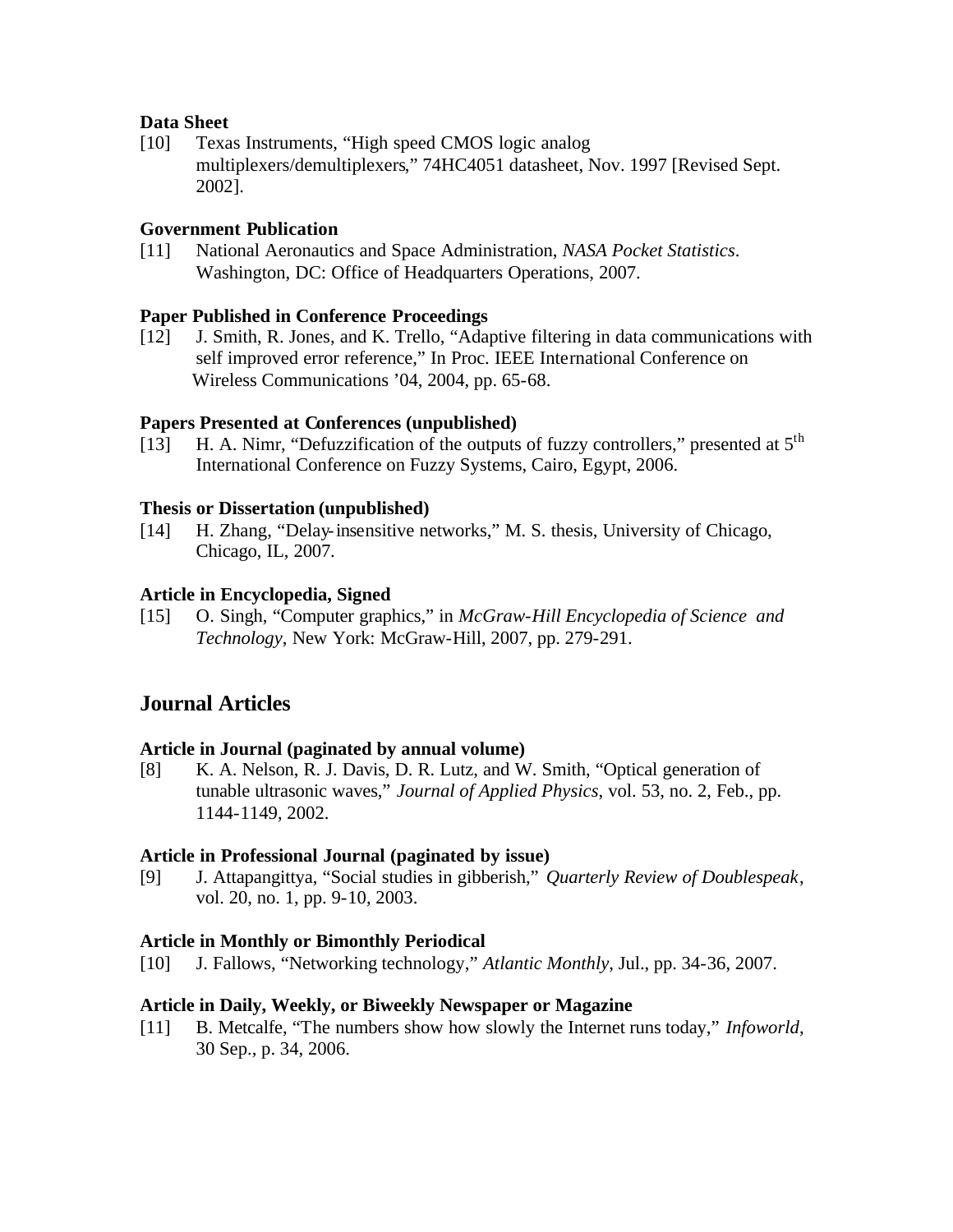**Data Sheet**

[10] Texas Instruments, "High speed CMOS logic analog multiplexers/demultiplexers," 74HC4051 datasheet, Nov. 1997 [Revised Sept. 2002].

**Government Publication**

[11] National Aeronautics and Space Administration, *NASA Pocket Statistics*. Washington, DC: Office of Headquarters Operations, 2007.

**Paper Published in Conference Proceedings**

[12] J. Smith, R. Jones, and K. Trello, "Adaptive filtering in data communications with self improved error reference," In Proc. IEEE International Conference on Wireless Communications '04, 2004, pp. 65-68.

**Papers Presented at Conferences (unpublished)**

[13] H. A. Nimr, "Defuzzification of the outputs of fuzzy controllers," presented at 5th International Conference on Fuzzy Systems, Cairo, Egypt, 2006.

**Thesis or Dissertation (unpublished)**

[14] H. Zhang, "Delay-insensitive networks," M. S. thesis, University of Chicago, Chicago, IL, 2007.

**Article in Encyclopedia, Signed**

[15] O. Singh, "Computer graphics," in *McGraw-Hill Encyclopedia of Science and Technology*, New York: McGraw-Hill, 2007, pp. 279-291.

## Journal Articles

**Article in Journal (paginated by annual volume)**

[8] K. A. Nelson, R. J. Davis, D. R. Lutz, and W. Smith, "Optical generation of tunable ultrasonic waves," *Journal of Applied Physics*, vol. 53, no. 2, Feb., pp. 1144-1149, 2002.

**Article in Professional Journal (paginated by issue)**

[9] J. Attapangittya, "Social studies in gibberish," *Quarterly Review of Doublespeak*, vol. 20, no. 1, pp. 9-10, 2003.

**Article in Monthly or Bimonthly Periodical**

[10] J. Fallows, "Networking technology," *Atlantic Monthly*, Jul., pp. 34-36, 2007.

**Article in Daily, Weekly, or Biweekly Newspaper or Magazine**

[11] B. Metcalfe, "The numbers show how slowly the Internet runs today," *Infoworld*, 30 Sep., p. 34, 2006.